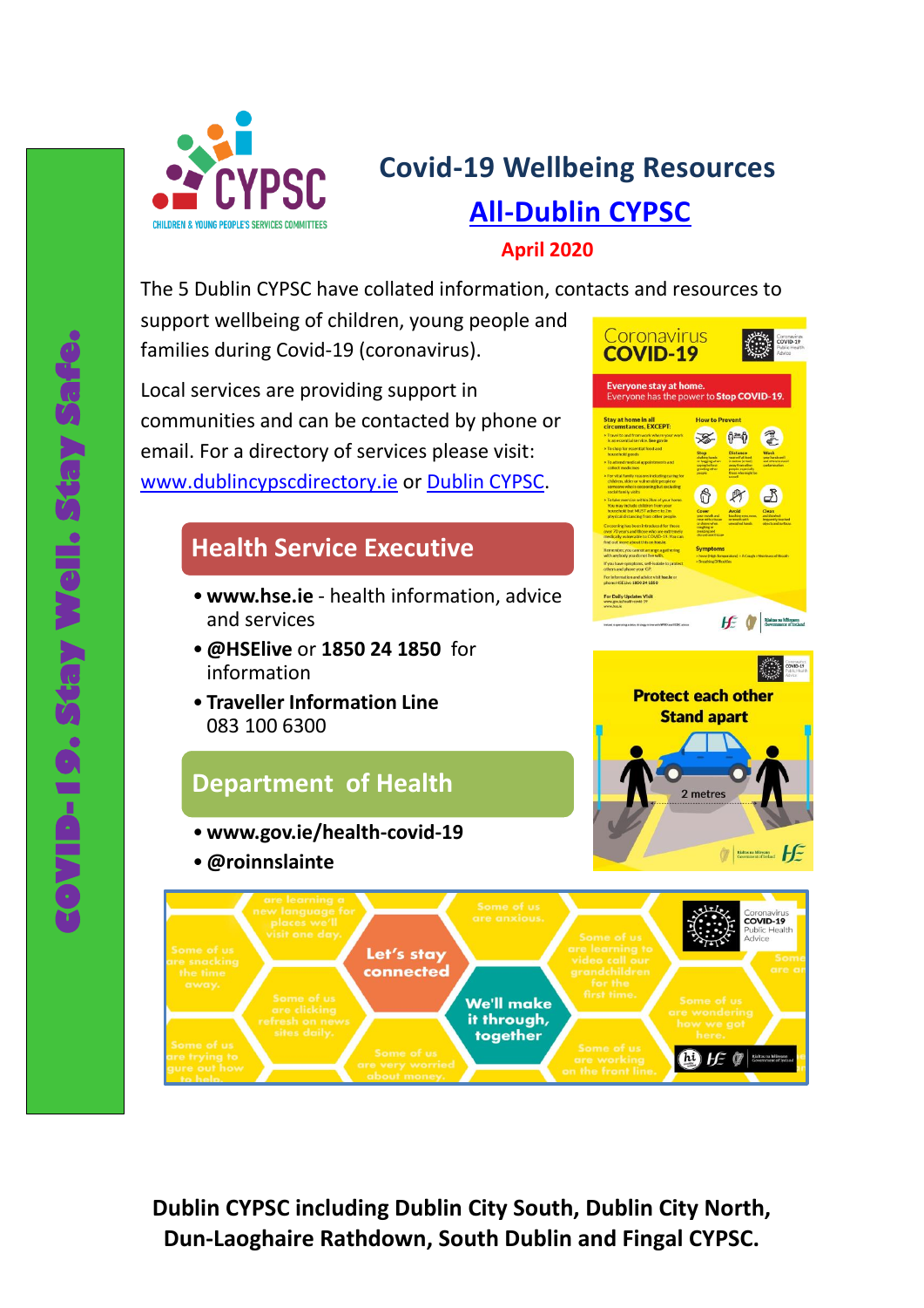# Covid-19 Wellbeing Resources

## All-Dublin CYPSC

**April 2020**

COVID-19. Stay Well. Stay Safe.

The 5 Dublin CYPSC have collated information, contacts and resources to support wellbeing of children, young people and families during Covid-19 (coronavirus).

Local services are providing support in communities and can be contacted by phone or email. For a directory of services please visit: www.dublincypscdirectory.ie or Dublin CYPSC.

## Health Service Executive

- **www.hse.ie** - health information, advice and services
- **@HSElive** or **1850 24 1850** for information
- **Traveller Information Line** 083 100 6300

## Department of Health

- **www.gov.ie/health-covid-19**
- **@roinnslainte**

**Dublin CYPSC including Dublin City South, Dublin City North, Dun-Laoghaire Rathdown, South Dublin and Fingal CYPSC.**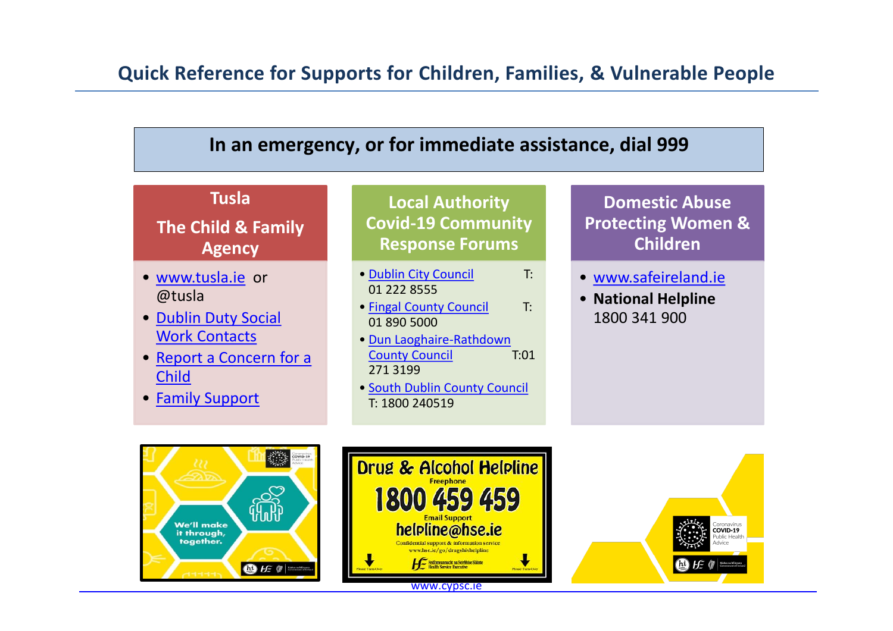## Quick Reference for Supports for Children, Families, & Vulnerable People

**In an emergency, or for immediate assistance, dial 999**

### Tusla

### The Child & Family Agency

- www.tusla.ie or @tusla
- Dublin Duty Social Work Contacts
- Report a Concern for a Child
- Family Support

### Local Authority Covid-19 Community Response Forums

- Dublin City Council T: 01 222 8555
- Fingal County Council T: 01 890 5000
- Dun Laoghaire-Rathdown County Council T:01 271 3199
- South Dublin County Council T: 1800 240519

### Domestic Abuse Protecting Women & Children

- www.safeireland.ie
- **National Helpline** 1800 341 900

Drug & Alcohol Helpline
Freephone
1800 459 459
Email Support
helpline@hse.ie
Confidential support & information service
www.hse.ie/go/drugshelpline

www.cypsc.ie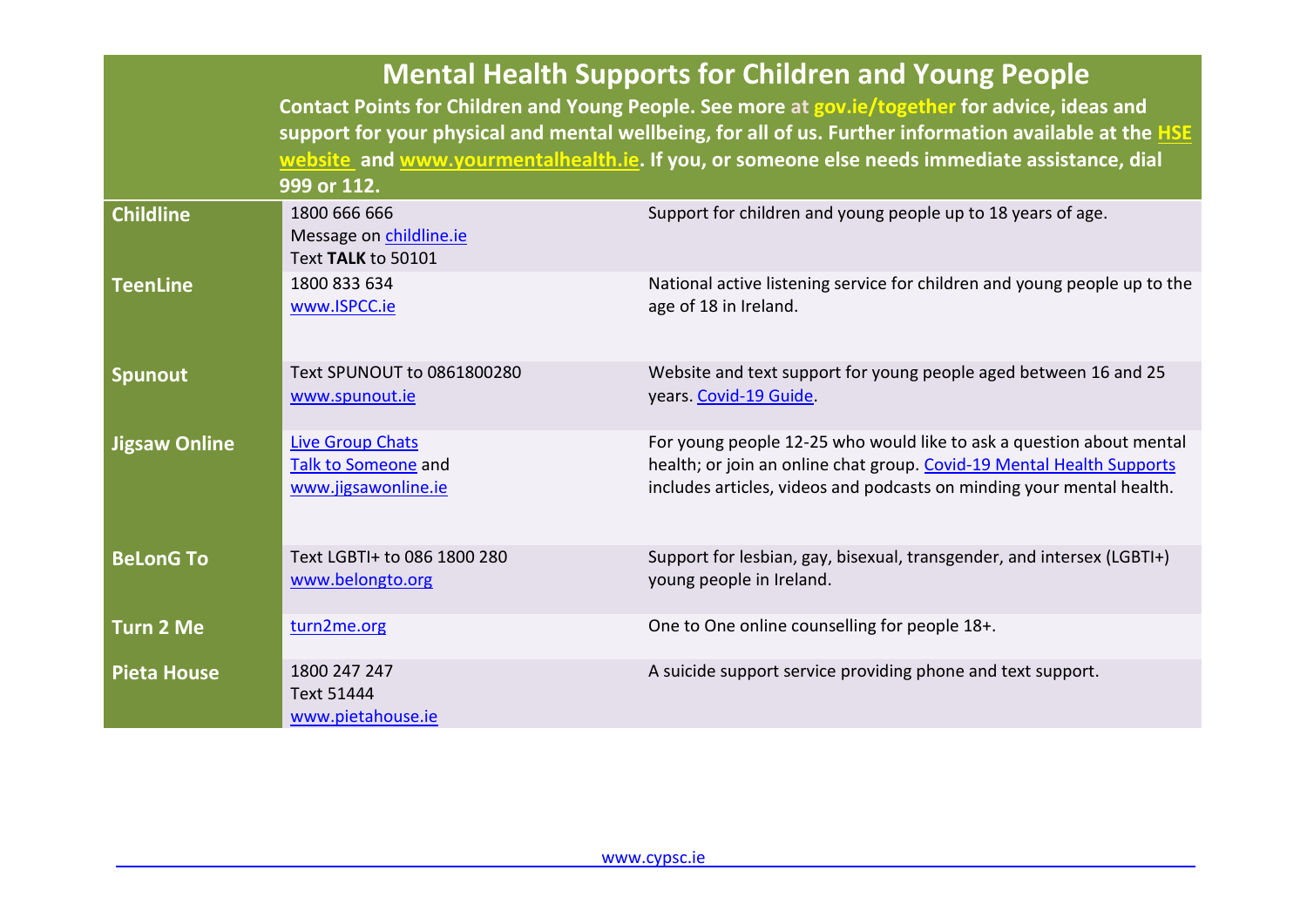# Mental Health Supports for Children and Young People

**Contact Points for Children and Young People. See more at gov.ie/together for advice, ideas and support for your physical and mental wellbeing, for all of us. Further information available at the HSE website and www.yourmentalhealth.ie. If you, or someone else needs immediate assistance, dial 999 or 112.**

| | | |
|---|---|---|
| **Childline** | 1800 666 666<br>Message on childline.ie<br>Text **TALK** to 50101 | Support for children and young people up to 18 years of age. |
| **TeenLine** | 1800 833 634<br>www.ISPCC.ie | National active listening service for children and young people up to the age of 18 in Ireland. |
| **Spunout** | Text SPUNOUT to 0861800280<br>www.spunout.ie | Website and text support for young people aged between 16 and 25 years. Covid-19 Guide. |
| **Jigsaw Online** | Live Group Chats<br>Talk to Someone and<br>www.jigsawonline.ie | For young people 12-25 who would like to ask a question about mental health; or join an online chat group. Covid-19 Mental Health Supports includes articles, videos and podcasts on minding your mental health. |
| **BeLonG To** | Text LGBTI+ to 086 1800 280<br>www.belongto.org | Support for lesbian, gay, bisexual, transgender, and intersex (LGBTI+) young people in Ireland. |
| **Turn 2 Me** | turn2me.org | One to One online counselling for people 18+. |
| **Pieta House** | 1800 247 247<br>Text 51444<br>www.pietahouse.ie | A suicide support service providing phone and text support. |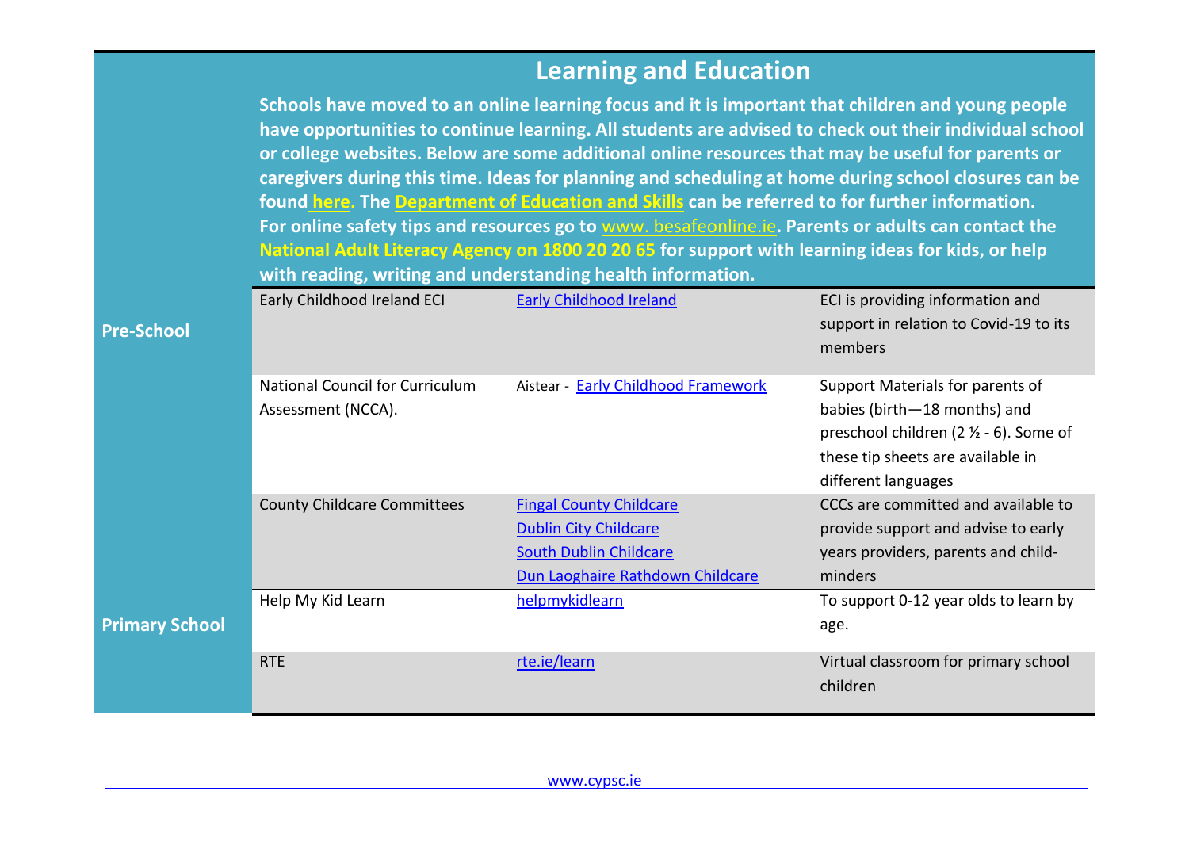## Learning and Education

**Schools have moved to an online learning focus and it is important that children and young people have opportunities to continue learning. All students are advised to check out their individual school or college websites. Below are some additional online resources that may be useful for parents or caregivers during this time. Ideas for planning and scheduling at home during school closures can be found here. The Department of Education and Skills can be referred to for further information. For online safety tips and resources go to www. besafeonline.ie. Parents or adults can contact the National Adult Literacy Agency on 1800 20 20 65 for support with learning ideas for kids, or help with reading, writing and understanding health information.**

| | | | |
|---|---|---|---|
| **Pre-School** | Early Childhood Ireland ECI | Early Childhood Ireland | ECI is providing information and support in relation to Covid-19 to its members |
| | National Council for Curriculum Assessment (NCCA). | Aistear - Early Childhood Framework | Support Materials for parents of babies (birth—18 months) and preschool children (2 ½ - 6). Some of these tip sheets are available in different languages |
| | County Childcare Committees | Fingal County Childcare<br>Dublin City Childcare<br>South Dublin Childcare<br>Dun Laoghaire Rathdown Childcare | CCCs are committed and available to provide support and advise to early years providers, parents and child-minders |
| **Primary School** | Help My Kid Learn | helpmykidlearn | To support 0-12 year olds to learn by age. |
| | RTE | rte.ie/learn | Virtual classroom for primary school children |

www.cypsc.ie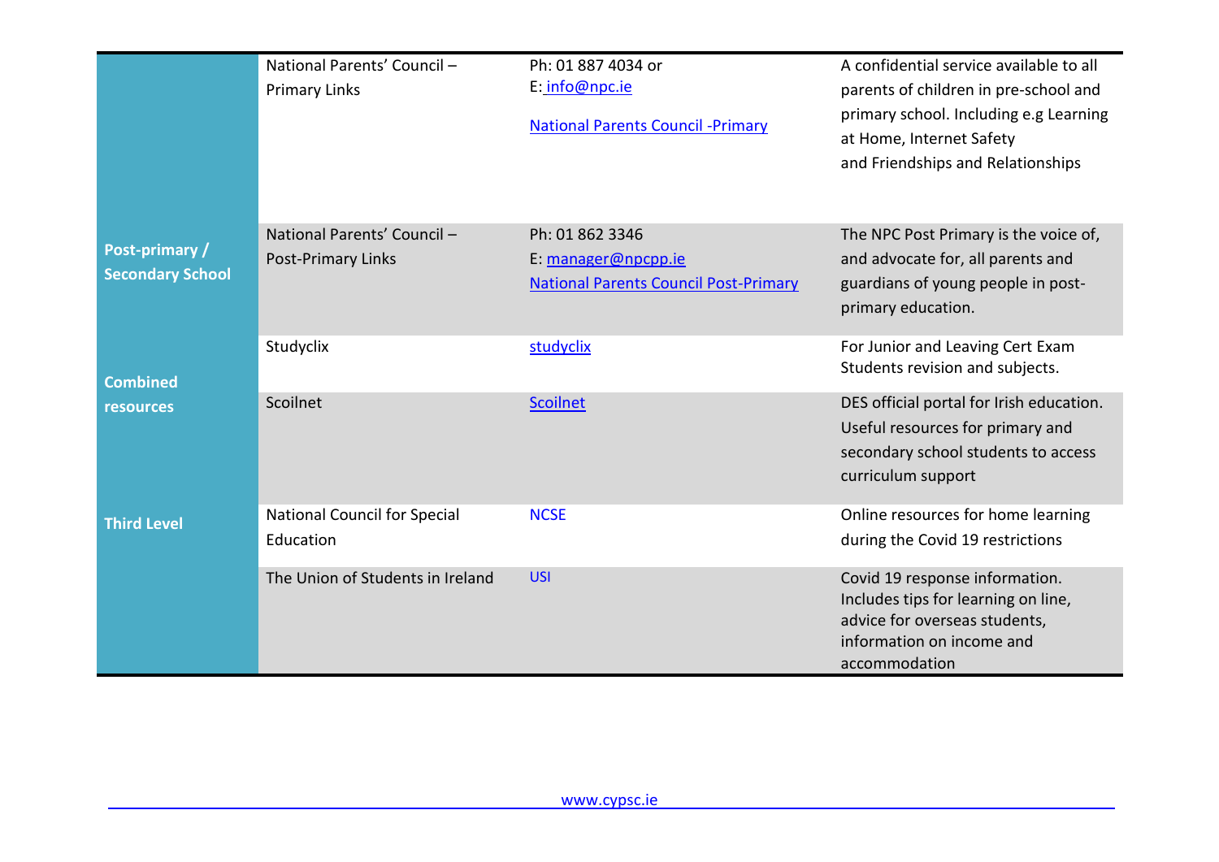| | | | |
|---|---|---|---|
| | National Parents' Council – Primary Links | Ph: 01 887 4034 or E: info@npc.ie National Parents Council -Primary | A confidential service available to all parents of children in pre-school and primary school. Including e.g Learning at Home, Internet Safety and Friendships and Relationships |
| **Post-primary / Secondary School** | National Parents' Council – Post-Primary Links | Ph: 01 862 3346 E: manager@npcpp.ie National Parents Council Post-Primary | The NPC Post Primary is the voice of, and advocate for, all parents and guardians of young people in post-primary education. |
| **Combined resources** | Studyclix | studyclix | For Junior and Leaving Cert Exam Students revision and subjects. |
| | Scoilnet | Scoilnet | DES official portal for Irish education. Useful resources for primary and secondary school students to access curriculum support |
| **Third Level** | National Council for Special Education | NCSE | Online resources for home learning during the Covid 19 restrictions |
| | The Union of Students in Ireland | USI | Covid 19 response information. Includes tips for learning on line, advice for overseas students, information on income and accommodation |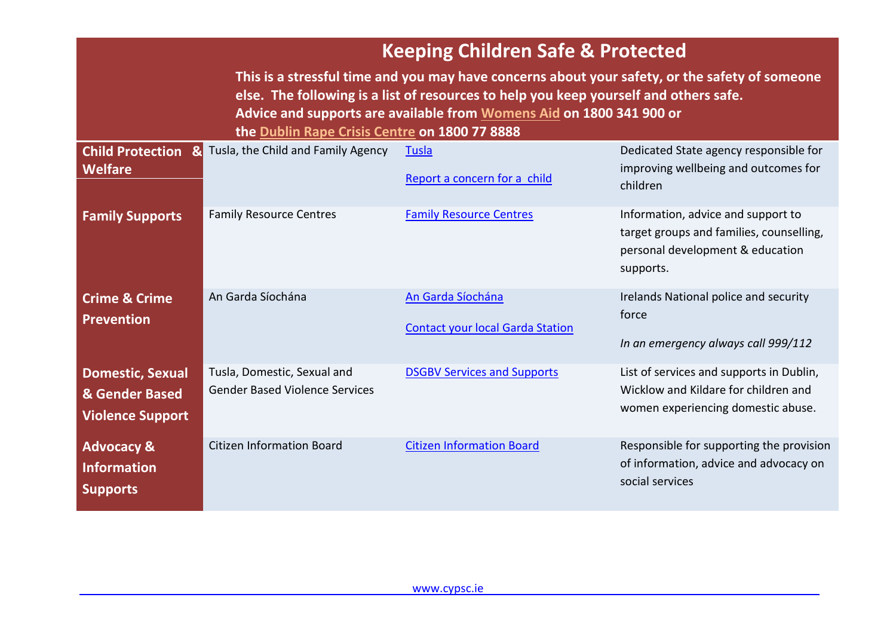# Keeping Children Safe & Protected

**This is a stressful time and you may have concerns about your safety, or the safety of someone else. The following is a list of resources to help you keep yourself and others safe. Advice and supports are available from Womens Aid on 1800 341 900 or the Dublin Rape Crisis Centre on 1800 77 8888**

| | | | |
|---|---|---|---|
| **Child Protection & Welfare** | Tusla, the Child and Family Agency | Tusla<br><br>Report a concern for a child | Dedicated State agency responsible for improving wellbeing and outcomes for children |
| **Family Supports** | Family Resource Centres | Family Resource Centres | Information, advice and support to target groups and families, counselling, personal development & education supports. |
| **Crime & Crime Prevention** | An Garda Síochána | An Garda Síochána<br><br>Contact your local Garda Station | Irelands National police and security force<br><br>*In an emergency always call 999/112* |
| **Domestic, Sexual & Gender Based Violence Support** | Tusla, Domestic, Sexual and Gender Based Violence Services | DSGBV Services and Supports | List of services and supports in Dublin, Wicklow and Kildare for children and women experiencing domestic abuse. |
| **Advocacy & Information Supports** | Citizen Information Board | Citizen Information Board | Responsible for supporting the provision of information, advice and advocacy on social services |

www.cypsc.ie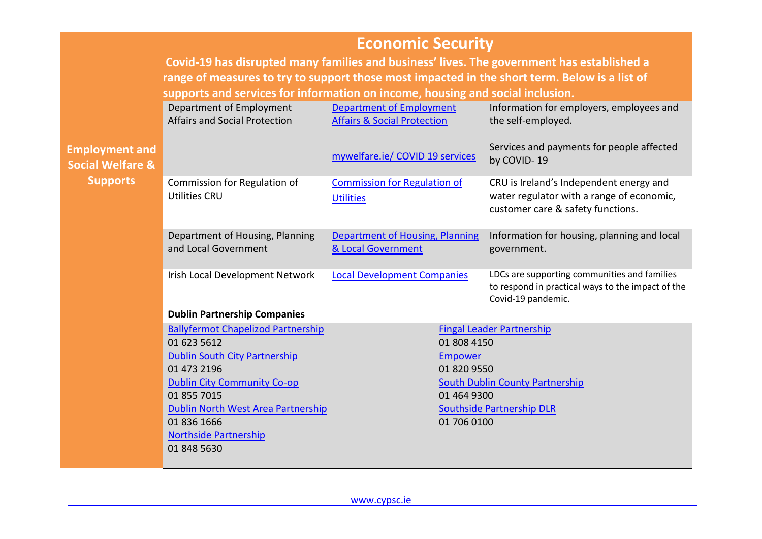# Economic Security

**Covid-19 has disrupted many families and business' lives. The government has established a range of measures to try to support those most impacted in the short term. Below is a list of supports and services for information on income, housing and social inclusion.**

## Employment and Social Welfare & Supports

| Organisation | Link | Description |
|---|---|---|
| Department of Employment Affairs and Social Protection | Department of Employment Affairs & Social Protection | Information for employers, employees and the self-employed. |
| | mywelfare.ie/ COVID 19 services | Services and payments for people affected by COVID- 19 |
| Commission for Regulation of Utilities CRU | Commission for Regulation of Utilities | CRU is Ireland's Independent energy and water regulator with a range of economic, customer care & safety functions. |
| Department of Housing, Planning and Local Government | Department of Housing, Planning & Local Government | Information for housing, planning and local government. |
| Irish Local Development Network | Local Development Companies | LDCs are supporting communities and families to respond in practical ways to the impact of the Covid-19 pandemic. |

**Dublin Partnership Companies**

Ballyfermot Chapelizod Partnership
01 623 5612

Dublin South City Partnership
01 473 2196

Dublin City Community Co-op
01 855 7015

Dublin North West Area Partnership
01 836 1666

Northside Partnership
01 848 5630

Fingal Leader Partnership
01 808 4150

Empower
01 820 9550

South Dublin County Partnership
01 464 9300

Southside Partnership DLR
01 706 0100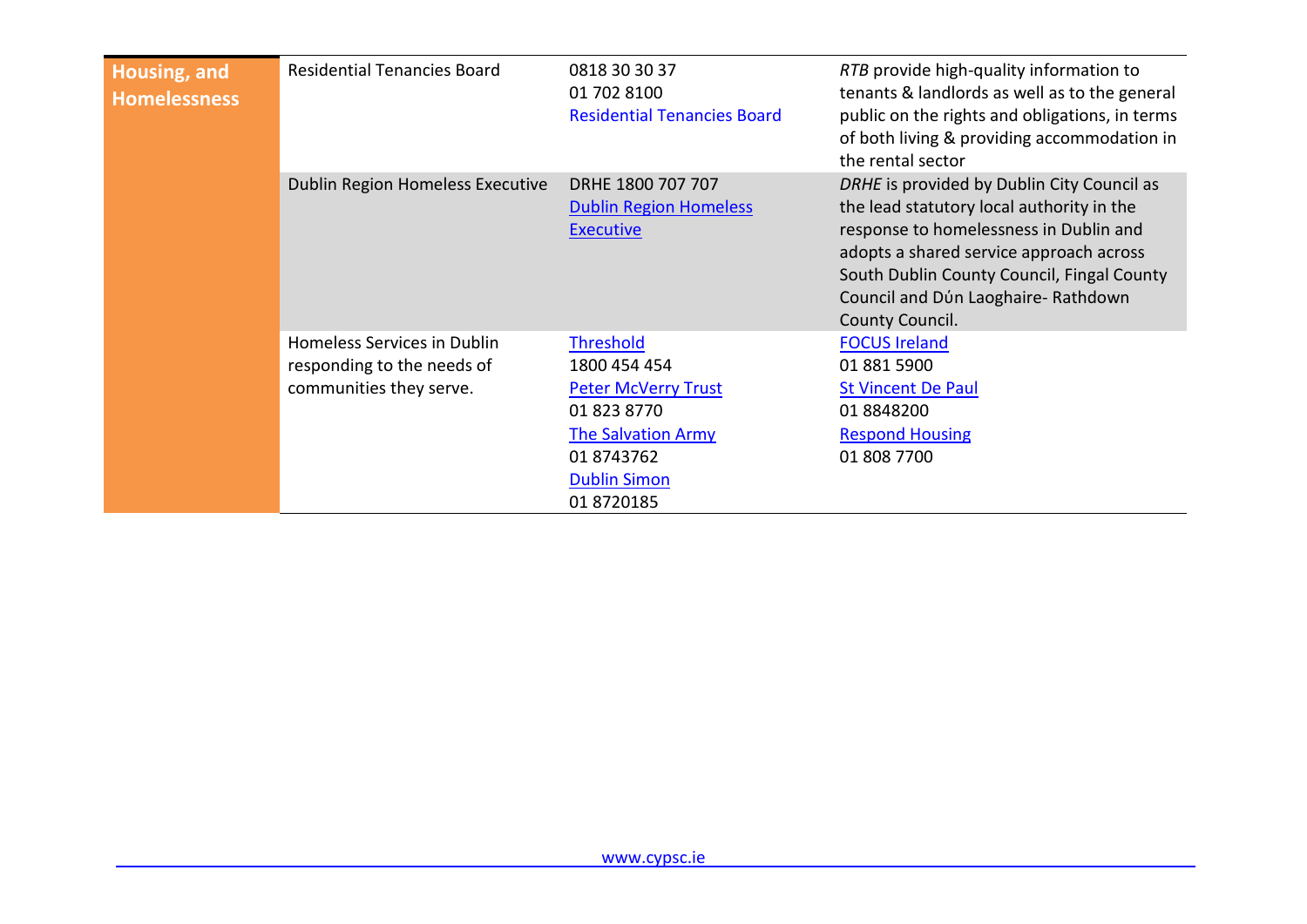| Housing, and Homelessness | Residential Tenancies Board | 0818 30 30 37<br>01 702 8100<br>Residential Tenancies Board | *RTB* provide high-quality information to tenants & landlords as well as to the general public on the rights and obligations, in terms of both living & providing accommodation in the rental sector |
|---|---|---|---|
| | Dublin Region Homeless Executive | DRHE 1800 707 707<br>Dublin Region Homeless Executive | *DRHE* is provided by Dublin City Council as the lead statutory local authority in the response to homelessness in Dublin and adopts a shared service approach across South Dublin County Council, Fingal County Council and Dún Laoghaire- Rathdown County Council. |
| | Homeless Services in Dublin responding to the needs of communities they serve. | Threshold<br>1800 454 454<br>Peter McVerry Trust<br>01 823 8770<br>The Salvation Army<br>01 8743762<br>Dublin Simon<br>01 8720185 | FOCUS Ireland<br>01 881 5900<br>St Vincent De Paul<br>01 8848200<br>Respond Housing<br>01 808 7700 |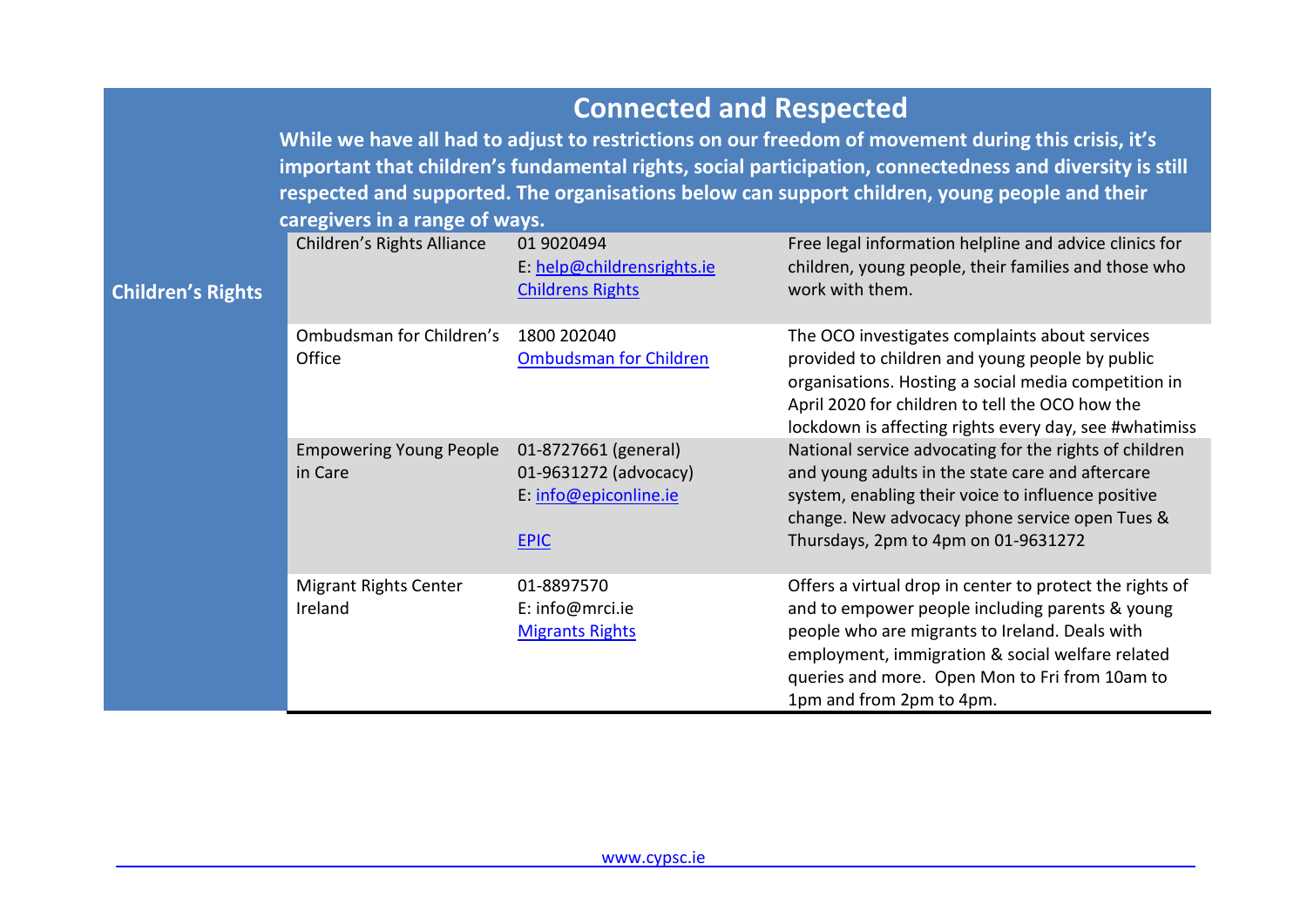# Connected and Respected

**While we have all had to adjust to restrictions on our freedom of movement during this crisis, it's important that children's fundamental rights, social participation, connectedness and diversity is still respected and supported. The organisations below can support children, young people and their caregivers in a range of ways.**

| | Organisation | Contact | Description |
|---|---|---|---|
| **Children's Rights** | Children's Rights Alliance | 01 9020494<br>E: help@childrensrights.ie<br>Childrens Rights | Free legal information helpline and advice clinics for children, young people, their families and those who work with them. |
| | Ombudsman for Children's Office | 1800 202040<br>Ombudsman for Children | The OCO investigates complaints about services provided to children and young people by public organisations. Hosting a social media competition in April 2020 for children to tell the OCO how the lockdown is affecting rights every day, see #whatimiss |
| | Empowering Young People in Care | 01-8727661 (general)<br>01-9631272 (advocacy)<br>E: info@epiconline.ie<br>EPIC | National service advocating for the rights of children and young adults in the state care and aftercare system, enabling their voice to influence positive change. New advocacy phone service open Tues & Thursdays, 2pm to 4pm on 01-9631272 |
| | Migrant Rights Center Ireland | 01-8897570<br>E: info@mrci.ie<br>Migrants Rights | Offers a virtual drop in center to protect the rights of and to empower people including parents & young people who are migrants to Ireland. Deals with employment, immigration & social welfare related queries and more. Open Mon to Fri from 10am to 1pm and from 2pm to 4pm. |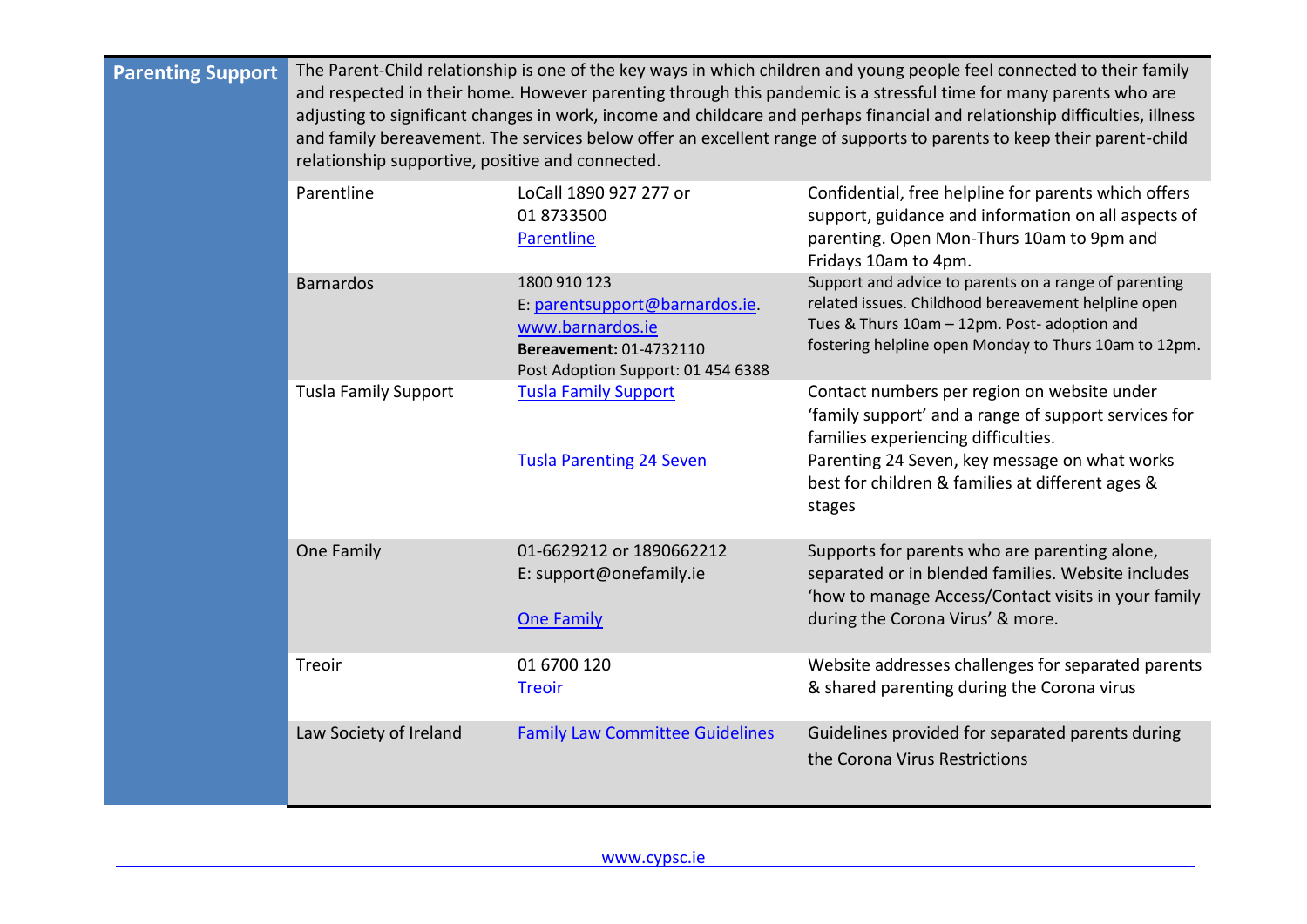## Parenting Support

The Parent-Child relationship is one of the key ways in which children and young people feel connected to their family and respected in their home. However parenting through this pandemic is a stressful time for many parents who are adjusting to significant changes in work, income and childcare and perhaps financial and relationship difficulties, illness and family bereavement. The services below offer an excellent range of supports to parents to keep their parent-child relationship supportive, positive and connected.

| Service | Contact | Description |
| --- | --- | --- |
| Parentline | LoCall 1890 927 277 or 01 8733500<br>Parentline | Confidential, free helpline for parents which offers support, guidance and information on all aspects of parenting. Open Mon-Thurs 10am to 9pm and Fridays 10am to 4pm. |
| Barnardos | 1800 910 123<br>E: parentsupport@barnardos.ie.<br>www.barnardos.ie<br>**Bereavement:** 01-4732110<br>Post Adoption Support: 01 454 6388 | Support and advice to parents on a range of parenting related issues. Childhood bereavement helpline open Tues & Thurs 10am – 12pm. Post- adoption and fostering helpline open Monday to Thurs 10am to 12pm. |
| Tusla Family Support | Tusla Family Support<br><br>Tusla Parenting 24 Seven | Contact numbers per region on website under 'family support' and a range of support services for families experiencing difficulties.<br>Parenting 24 Seven, key message on what works best for children & families at different ages & stages |
| One Family | 01-6629212 or 1890662212<br>E: support@onefamily.ie<br><br>One Family | Supports for parents who are parenting alone, separated or in blended families. Website includes 'how to manage Access/Contact visits in your family during the Corona Virus' & more. |
| Treoir | 01 6700 120<br>Treoir | Website addresses challenges for separated parents & shared parenting during the Corona virus |
| Law Society of Ireland | Family Law Committee Guidelines | Guidelines provided for separated parents during the Corona Virus Restrictions |

www.cypsc.ie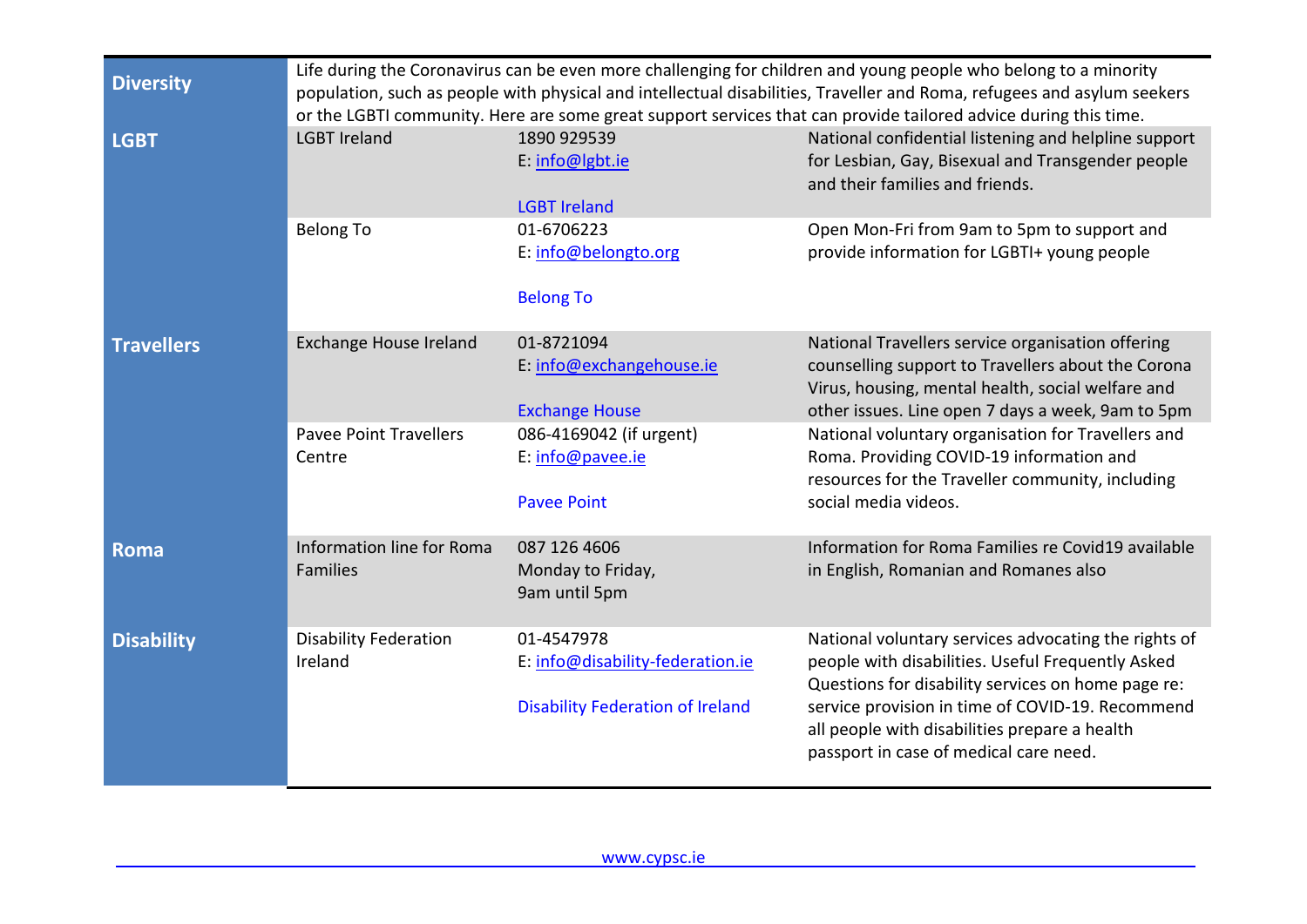| | | | |
|---|---|---|---|
| **Diversity** | Life during the Coronavirus can be even more challenging for children and young people who belong to a minority population, such as people with physical and intellectual disabilities, Traveller and Roma, refugees and asylum seekers or the LGBTI community. Here are some great support services that can provide tailored advice during this time. | | |
| **LGBT** | LGBT Ireland | 1890 929539<br>E: info@lgbt.ie<br><br>LGBT Ireland | National confidential listening and helpline support for Lesbian, Gay, Bisexual and Transgender people and their families and friends. |
| | Belong To | 01-6706223<br>E: info@belongto.org<br><br>Belong To | Open Mon-Fri from 9am to 5pm to support and provide information for LGBTI+ young people |
| **Travellers** | Exchange House Ireland | 01-8721094<br>E: info@exchangehouse.ie<br><br>Exchange House | National Travellers service organisation offering counselling support to Travellers about the Corona Virus, housing, mental health, social welfare and other issues. Line open 7 days a week, 9am to 5pm |
| | Pavee Point Travellers Centre | 086-4169042 (if urgent)<br>E: info@pavee.ie<br><br>Pavee Point | National voluntary organisation for Travellers and Roma. Providing COVID-19 information and resources for the Traveller community, including social media videos. |
| **Roma** | Information line for Roma Families | 087 126 4606<br>Monday to Friday,<br>9am until 5pm | Information for Roma Families re Covid19 available in English, Romanian and Romanes also |
| **Disability** | Disability Federation Ireland | 01-4547978<br>E: info@disability-federation.ie<br><br>Disability Federation of Ireland | National voluntary services advocating the rights of people with disabilities. Useful Frequently Asked Questions for disability services on home page re: service provision in time of COVID-19. Recommend all people with disabilities prepare a health passport in case of medical care need. |

www.cypsc.ie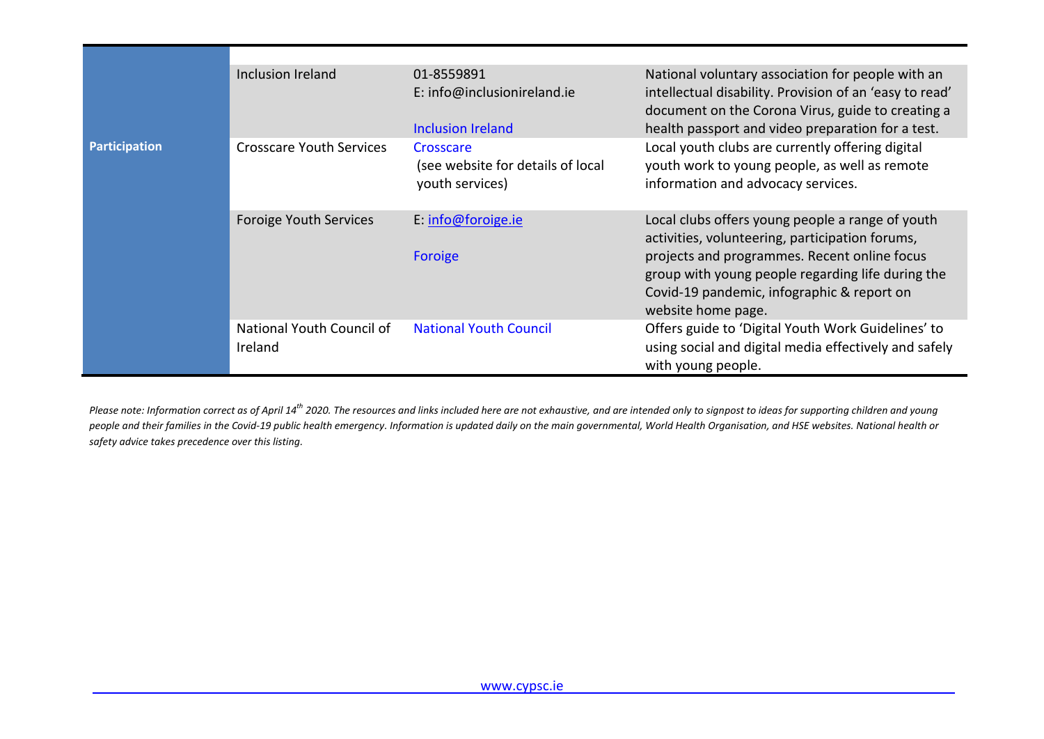| | | | |
|---|---|---|---|
| **Participation** | Inclusion Ireland | 01-8559891<br>E: info@inclusionireland.ie<br><br>Inclusion Ireland | National voluntary association for people with an intellectual disability. Provision of an 'easy to read' document on the Corona Virus, guide to creating a health passport and video preparation for a test. |
| | Crosscare Youth Services | Crosscare<br>(see website for details of local youth services) | Local youth clubs are currently offering digital youth work to young people, as well as remote information and advocacy services. |
| | Foroige Youth Services | E: info@foroige.ie<br><br>Foroige | Local clubs offers young people a range of youth activities, volunteering, participation forums, projects and programmes. Recent online focus group with young people regarding life during the Covid-19 pandemic, infographic & report on website home page. |
| | National Youth Council of Ireland | National Youth Council | Offers guide to 'Digital Youth Work Guidelines' to using social and digital media effectively and safely with young people. |

*Please note: Information correct as of April 14th 2020. The resources and links included here are not exhaustive, and are intended only to signpost to ideas for supporting children and young people and their families in the Covid-19 public health emergency. Information is updated daily on the main governmental, World Health Organisation, and HSE websites. National health or safety advice takes precedence over this listing.*